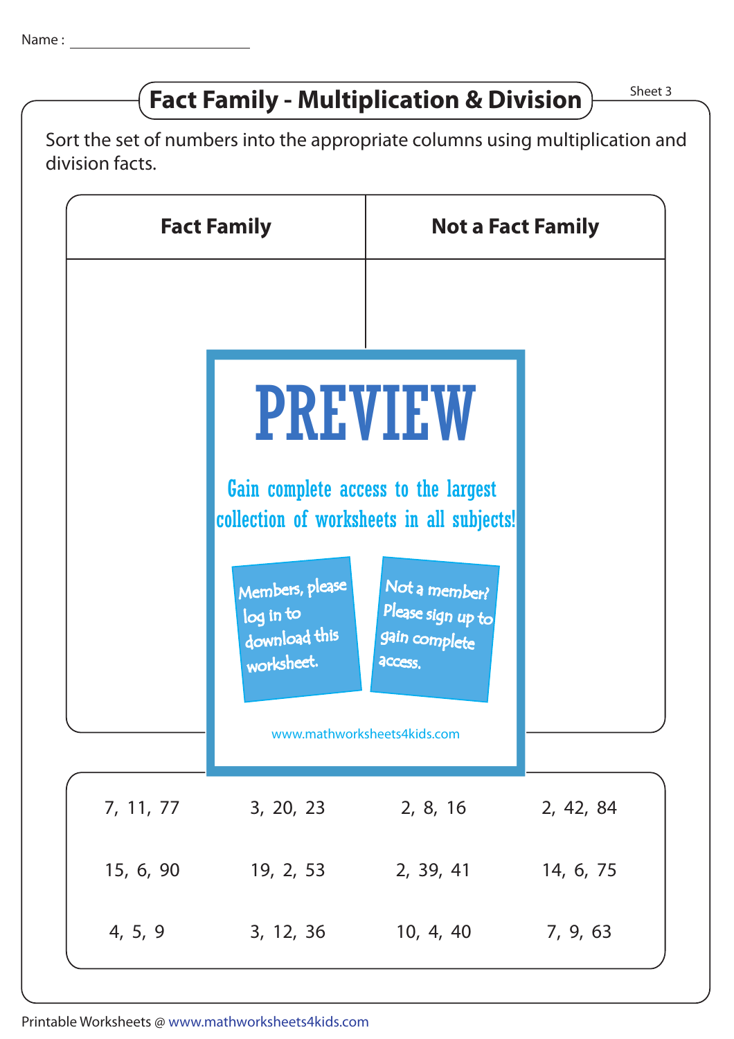Name : ____________________

# Fact Family - Multiplication & Division

Sheet 3

Sort the set of numbers into the appropriate columns using multiplication and division facts.

| Fact Family | Not a Fact Family |
|---|---|
| | |

PREVIEW

Gain complete access to the largest collection of worksheets in all subjects!

Members, please log in to download this worksheet.

Not a member? Please sign up to gain complete access.

www.mathworksheets4kids.com

| | | | |
|---|---|---|---|
| 7, 11, 77 | 3, 20, 23 | 2, 8, 16 | 2, 42, 84 |
| 15, 6, 90 | 19, 2, 53 | 2, 39, 41 | 14, 6, 75 |
| 4, 5, 9 | 3, 12, 36 | 10, 4, 40 | 7, 9, 63 |

Printable Worksheets @ www.mathworksheets4kids.com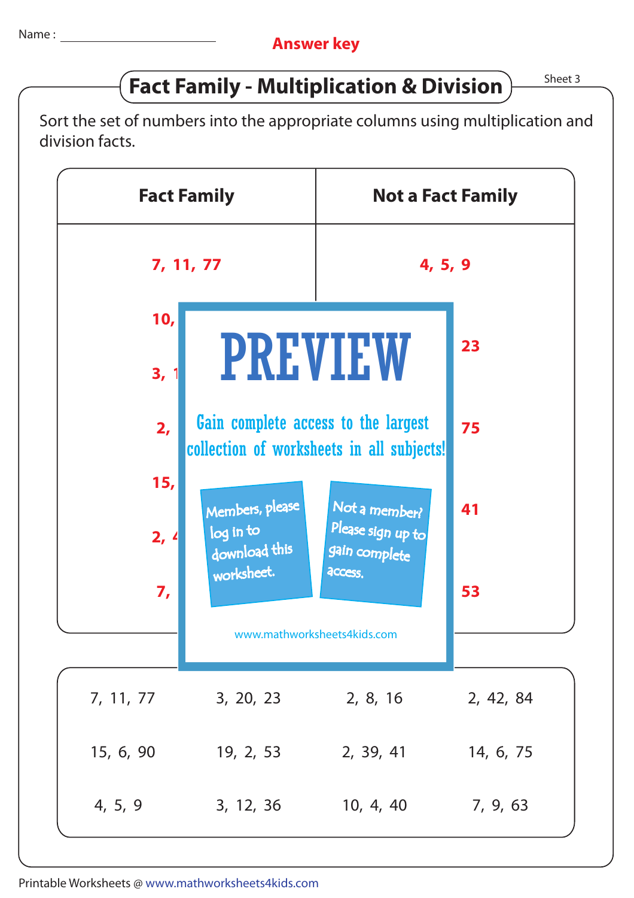Name : ____________________

**Answer key**

# Fact Family - Multiplication & Division

Sheet 3

Sort the set of numbers into the appropriate columns using multiplication and division facts.

| Fact Family | Not a Fact Family |
|---|---|
| 7, 11, 77 | 4, 5, 9 |
| 10, | 23 |
| 3, 1 | 75 |
| 2, | 41 |
| 15, | 53 |
| 2, 4 | |
| 7, | |

PREVIEW

Gain complete access to the largest collection of worksheets in all subjects!

Members, please log in to download this worksheet.

Not a member? Please sign up to gain complete access.

www.mathworksheets4kids.com

| | | | |
|---|---|---|---|
| 7, 11, 77 | 3, 20, 23 | 2, 8, 16 | 2, 42, 84 |
| 15, 6, 90 | 19, 2, 53 | 2, 39, 41 | 14, 6, 75 |
| 4, 5, 9 | 3, 12, 36 | 10, 4, 40 | 7, 9, 63 |

Printable Worksheets @ www.mathworksheets4kids.com